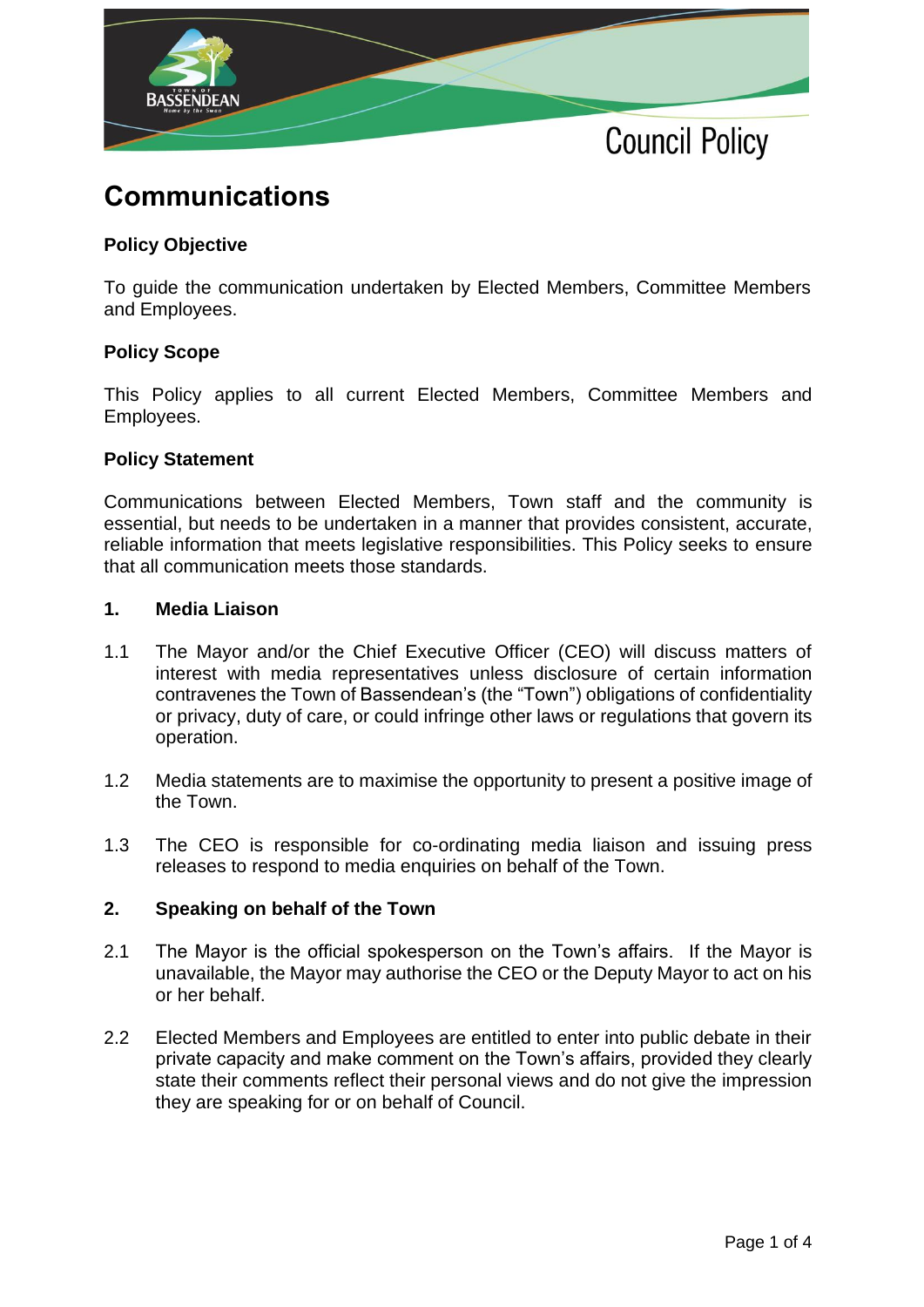Council Policy

# Communications

## Policy Objective

To guide the communication undertaken by Elected Members, Committee Members and Employees.

## Policy Scope

This Policy applies to all current Elected Members, Committee Members and Employees.

## Policy Statement

Communications between Elected Members, Town staff and the community is essential, but needs to be undertaken in a manner that provides consistent, accurate, reliable information that meets legislative responsibilities. This Policy seeks to ensure that all communication meets those standards.

### 1. Media Liaison

1.1 The Mayor and/or the Chief Executive Officer (CEO) will discuss matters of interest with media representatives unless disclosure of certain information contravenes the Town of Bassendean's (the "Town") obligations of confidentiality or privacy, duty of care, or could infringe other laws or regulations that govern its operation.

1.2 Media statements are to maximise the opportunity to present a positive image of the Town.

1.3 The CEO is responsible for co-ordinating media liaison and issuing press releases to respond to media enquiries on behalf of the Town.

### 2. Speaking on behalf of the Town

2.1 The Mayor is the official spokesperson on the Town's affairs. If the Mayor is unavailable, the Mayor may authorise the CEO or the Deputy Mayor to act on his or her behalf.

2.2 Elected Members and Employees are entitled to enter into public debate in their private capacity and make comment on the Town's affairs, provided they clearly state their comments reflect their personal views and do not give the impression they are speaking for or on behalf of Council.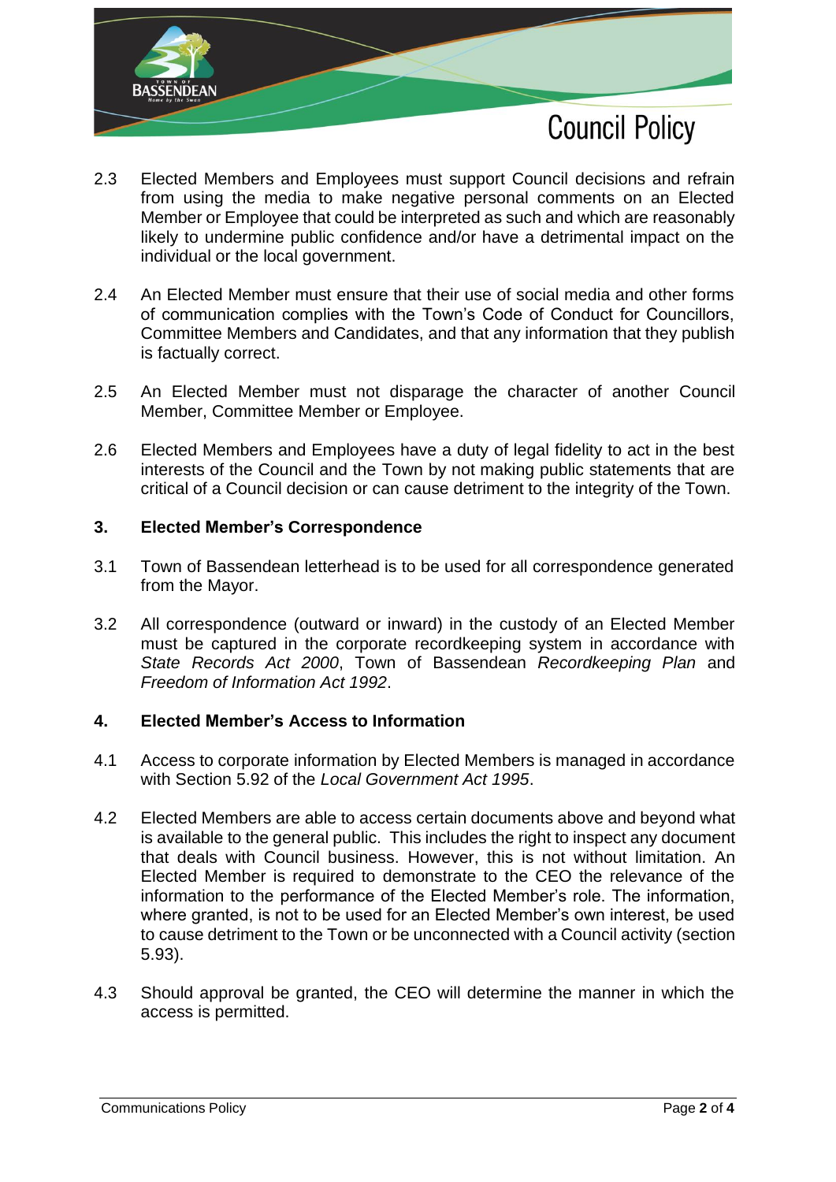2.3 Elected Members and Employees must support Council decisions and refrain from using the media to make negative personal comments on an Elected Member or Employee that could be interpreted as such and which are reasonably likely to undermine public confidence and/or have a detrimental impact on the individual or the local government.

2.4 An Elected Member must ensure that their use of social media and other forms of communication complies with the Town's Code of Conduct for Councillors, Committee Members and Candidates, and that any information that they publish is factually correct.

2.5 An Elected Member must not disparage the character of another Council Member, Committee Member or Employee.

2.6 Elected Members and Employees have a duty of legal fidelity to act in the best interests of the Council and the Town by not making public statements that are critical of a Council decision or can cause detriment to the integrity of the Town.

## 3. Elected Member's Correspondence

3.1 Town of Bassendean letterhead is to be used for all correspondence generated from the Mayor.

3.2 All correspondence (outward or inward) in the custody of an Elected Member must be captured in the corporate recordkeeping system in accordance with *State Records Act 2000*, Town of Bassendean *Recordkeeping Plan* and *Freedom of Information Act 1992*.

## 4. Elected Member's Access to Information

4.1 Access to corporate information by Elected Members is managed in accordance with Section 5.92 of the *Local Government Act 1995*.

4.2 Elected Members are able to access certain documents above and beyond what is available to the general public. This includes the right to inspect any document that deals with Council business. However, this is not without limitation. An Elected Member is required to demonstrate to the CEO the relevance of the information to the performance of the Elected Member's role. The information, where granted, is not to be used for an Elected Member's own interest, be used to cause detriment to the Town or be unconnected with a Council activity (section 5.93).

4.3 Should approval be granted, the CEO will determine the manner in which the access is permitted.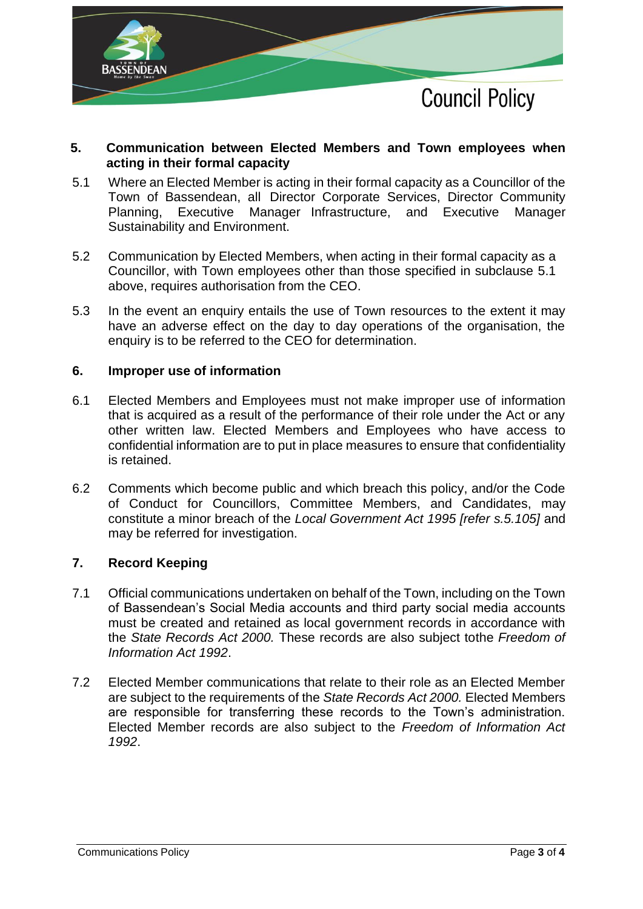## 5. Communication between Elected Members and Town employees when acting in their formal capacity

5.1 Where an Elected Member is acting in their formal capacity as a Councillor of the Town of Bassendean, all Director Corporate Services, Director Community Planning, Executive Manager Infrastructure, and Executive Manager Sustainability and Environment.

5.2 Communication by Elected Members, when acting in their formal capacity as a Councillor, with Town employees other than those specified in subclause 5.1 above, requires authorisation from the CEO.

5.3 In the event an enquiry entails the use of Town resources to the extent it may have an adverse effect on the day to day operations of the organisation, the enquiry is to be referred to the CEO for determination.

## 6. Improper use of information

6.1 Elected Members and Employees must not make improper use of information that is acquired as a result of the performance of their role under the Act or any other written law. Elected Members and Employees who have access to confidential information are to put in place measures to ensure that confidentiality is retained.

6.2 Comments which become public and which breach this policy, and/or the Code of Conduct for Councillors, Committee Members, and Candidates, may constitute a minor breach of the *Local Government Act 1995 [refer s.5.105]* and may be referred for investigation.

## 7. Record Keeping

7.1 Official communications undertaken on behalf of the Town, including on the Town of Bassendean's Social Media accounts and third party social media accounts must be created and retained as local government records in accordance with the *State Records Act 2000.* These records are also subject tothe *Freedom of Information Act 1992*.

7.2 Elected Member communications that relate to their role as an Elected Member are subject to the requirements of the *State Records Act 2000.* Elected Members are responsible for transferring these records to the Town's administration. Elected Member records are also subject to the *Freedom of Information Act 1992*.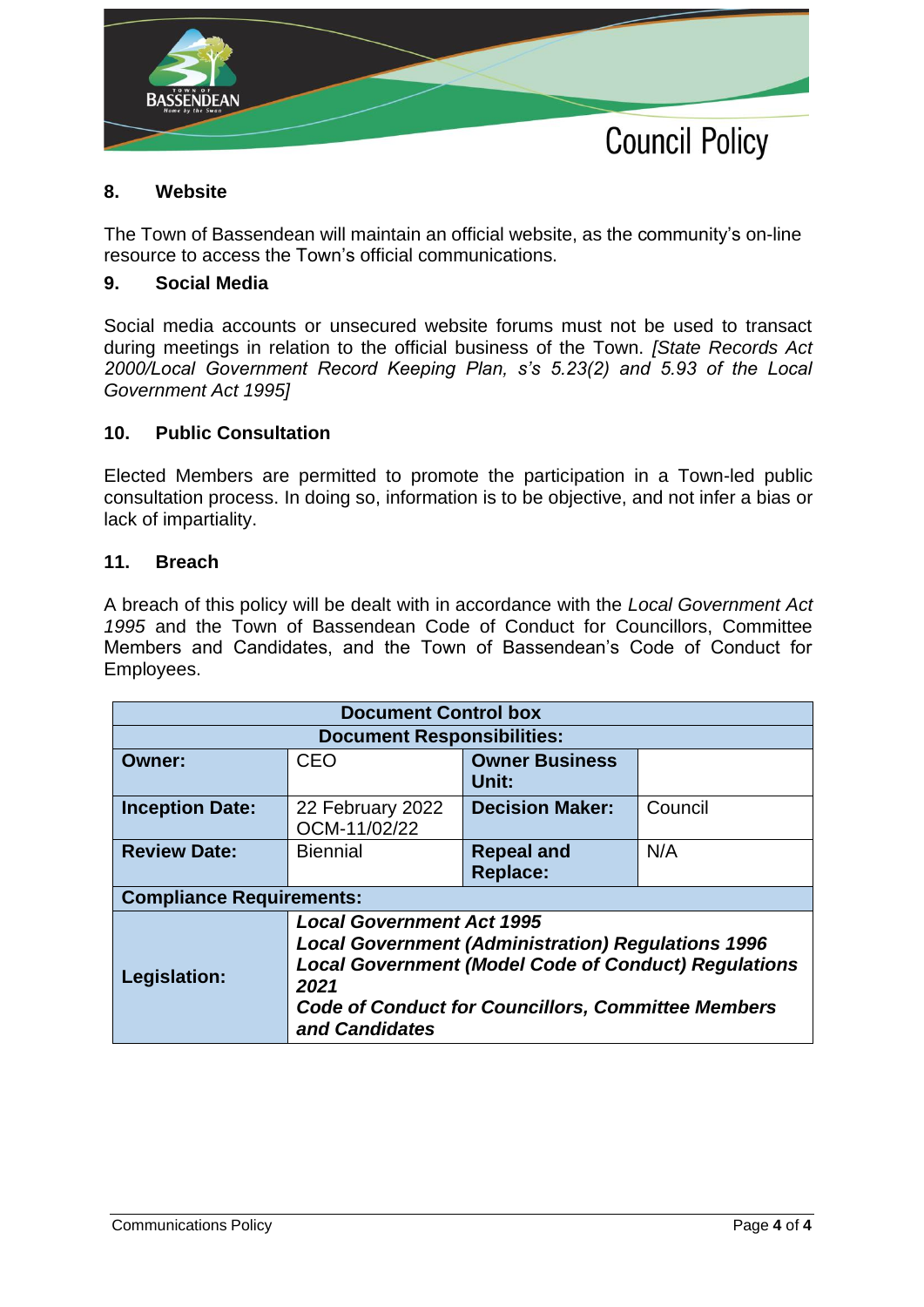## 8. Website

The Town of Bassendean will maintain an official website, as the community's on-line resource to access the Town's official communications.

## 9. Social Media

Social media accounts or unsecured website forums must not be used to transact during meetings in relation to the official business of the Town. *[State Records Act 2000/Local Government Record Keeping Plan, s's 5.23(2) and 5.93 of the Local Government Act 1995]*

## 10. Public Consultation

Elected Members are permitted to promote the participation in a Town-led public consultation process. In doing so, information is to be objective, and not infer a bias or lack of impartiality.

## 11. Breach

A breach of this policy will be dealt with in accordance with the *Local Government Act 1995* and the Town of Bassendean Code of Conduct for Councillors, Committee Members and Candidates, and the Town of Bassendean's Code of Conduct for Employees.

| Document Control box | | | |
|---|---|---|---|
| **Document Responsibilities:** | | | |
| **Owner:** | CEO | **Owner Business Unit:** | |
| **Inception Date:** | 22 February 2022 OCM-11/02/22 | **Decision Maker:** | Council |
| **Review Date:** | Biennial | **Repeal and Replace:** | N/A |
| **Compliance Requirements:** | | | |
| **Legislation:** | ***Local Government Act 1995*** <br> ***Local Government (Administration) Regulations 1996*** <br> ***Local Government (Model Code of Conduct) Regulations 2021*** <br> ***Code of Conduct for Councillors, Committee Members and Candidates*** | | |